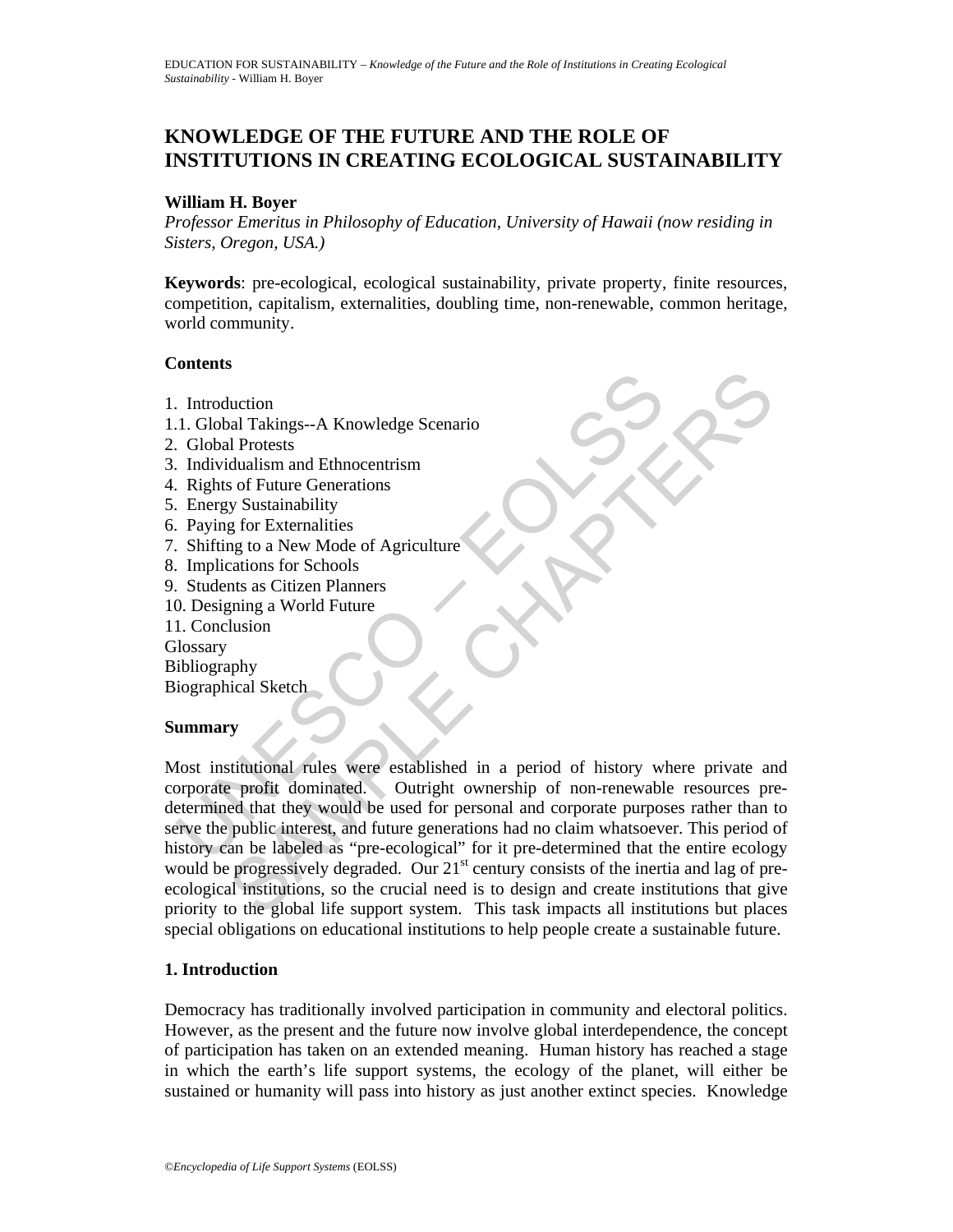# KNOWLEDGE OF THE FUTURE AND THE ROLE OF INSTITUTIONS IN CREATING ECOLOGICAL SUSTAINABILITY

**William H. Boyer**

*Professor Emeritus in Philosophy of Education, University of Hawaii (now residing in Sisters, Oregon, USA.)*

**Keywords**: pre-ecological, ecological sustainability, private property, finite resources, competition, capitalism, externalities, doubling time, non-renewable, common heritage, world community.

## Contents

1. Introduction
1.1. Global Takings--A Knowledge Scenario
2. Global Protests
3. Individualism and Ethnocentrism
4. Rights of Future Generations
5. Energy Sustainability
6. Paying for Externalities
7. Shifting to a New Mode of Agriculture
8. Implications for Schools
9. Students as Citizen Planners
10. Designing a World Future
11. Conclusion

Glossary
Bibliography
Biographical Sketch

## Summary

Most institutional rules were established in a period of history where private and corporate profit dominated. Outright ownership of non-renewable resources pre-determined that they would be used for personal and corporate purposes rather than to serve the public interest, and future generations had no claim whatsoever. This period of history can be labeled as "pre-ecological" for it pre-determined that the entire ecology would be progressively degraded. Our 21st century consists of the inertia and lag of pre-ecological institutions, so the crucial need is to design and create institutions that give priority to the global life support system. This task impacts all institutions but places special obligations on educational institutions to help people create a sustainable future.

## 1. Introduction

Democracy has traditionally involved participation in community and electoral politics. However, as the present and the future now involve global interdependence, the concept of participation has taken on an extended meaning. Human history has reached a stage in which the earth's life support systems, the ecology of the planet, will either be sustained or humanity will pass into history as just another extinct species. Knowledge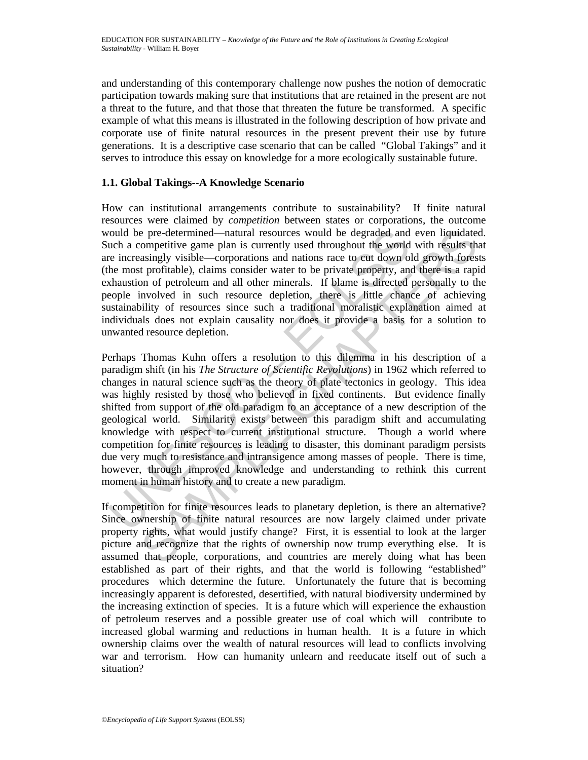and understanding of this contemporary challenge now pushes the notion of democratic participation towards making sure that institutions that are retained in the present are not a threat to the future, and that those that threaten the future be transformed. A specific example of what this means is illustrated in the following description of how private and corporate use of finite natural resources in the present prevent their use by future generations. It is a descriptive case scenario that can be called "Global Takings" and it serves to introduce this essay on knowledge for a more ecologically sustainable future.

### 1.1. Global Takings--A Knowledge Scenario

How can institutional arrangements contribute to sustainability? If finite natural resources were claimed by *competition* between states or corporations, the outcome would be pre-determined—natural resources would be degraded and even liquidated. Such a competitive game plan is currently used throughout the world with results that are increasingly visible—corporations and nations race to cut down old growth forests (the most profitable), claims consider water to be private property, and there is a rapid exhaustion of petroleum and all other minerals. If blame is directed personally to the people involved in such resource depletion, there is little chance of achieving sustainability of resources since such a traditional moralistic explanation aimed at individuals does not explain causality nor does it provide a basis for a solution to unwanted resource depletion.

Perhaps Thomas Kuhn offers a resolution to this dilemma in his description of a paradigm shift (in his *The Structure of Scientific Revolutions*) in 1962 which referred to changes in natural science such as the theory of plate tectonics in geology. This idea was highly resisted by those who believed in fixed continents. But evidence finally shifted from support of the old paradigm to an acceptance of a new description of the geological world. Similarity exists between this paradigm shift and accumulating knowledge with respect to current institutional structure. Though a world where competition for finite resources is leading to disaster, this dominant paradigm persists due very much to resistance and intransigence among masses of people. There is time, however, through improved knowledge and understanding to rethink this current moment in human history and to create a new paradigm.

If competition for finite resources leads to planetary depletion, is there an alternative? Since ownership of finite natural resources are now largely claimed under private property rights, what would justify change? First, it is essential to look at the larger picture and recognize that the rights of ownership now trump everything else. It is assumed that people, corporations, and countries are merely doing what has been established as part of their rights, and that the world is following "established" procedures which determine the future. Unfortunately the future that is becoming increasingly apparent is deforested, desertified, with natural biodiversity undermined by the increasing extinction of species. It is a future which will experience the exhaustion of petroleum reserves and a possible greater use of coal which will contribute to increased global warming and reductions in human health. It is a future in which ownership claims over the wealth of natural resources will lead to conflicts involving war and terrorism. How can humanity unlearn and reeducate itself out of such a situation?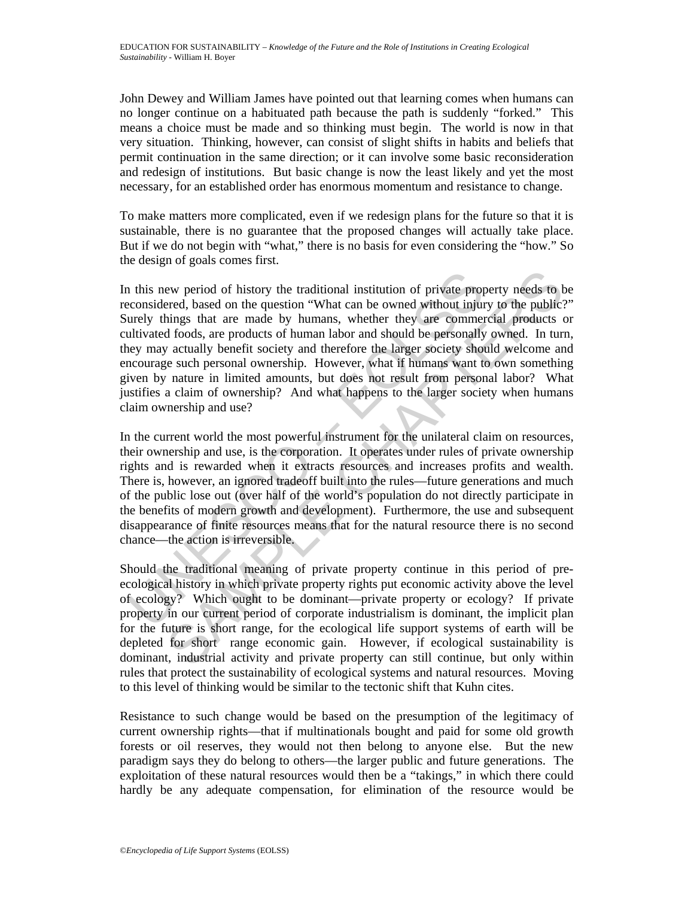John Dewey and William James have pointed out that learning comes when humans can no longer continue on a habituated path because the path is suddenly "forked." This means a choice must be made and so thinking must begin. The world is now in that very situation. Thinking, however, can consist of slight shifts in habits and beliefs that permit continuation in the same direction; or it can involve some basic reconsideration and redesign of institutions. But basic change is now the least likely and yet the most necessary, for an established order has enormous momentum and resistance to change.

To make matters more complicated, even if we redesign plans for the future so that it is sustainable, there is no guarantee that the proposed changes will actually take place. But if we do not begin with "what," there is no basis for even considering the "how." So the design of goals comes first.

In this new period of history the traditional institution of private property needs to be reconsidered, based on the question "What can be owned without injury to the public?" Surely things that are made by humans, whether they are commercial products or cultivated foods, are products of human labor and should be personally owned. In turn, they may actually benefit society and therefore the larger society should welcome and encourage such personal ownership. However, what if humans want to own something given by nature in limited amounts, but does not result from personal labor? What justifies a claim of ownership? And what happens to the larger society when humans claim ownership and use?

In the current world the most powerful instrument for the unilateral claim on resources, their ownership and use, is the corporation. It operates under rules of private ownership rights and is rewarded when it extracts resources and increases profits and wealth. There is, however, an ignored tradeoff built into the rules—future generations and much of the public lose out (over half of the world's population do not directly participate in the benefits of modern growth and development). Furthermore, the use and subsequent disappearance of finite resources means that for the natural resource there is no second chance—the action is irreversible.

Should the traditional meaning of private property continue in this period of pre-ecological history in which private property rights put economic activity above the level of ecology? Which ought to be dominant—private property or ecology? If private property in our current period of corporate industrialism is dominant, the implicit plan for the future is short range, for the ecological life support systems of earth will be depleted for short range economic gain. However, if ecological sustainability is dominant, industrial activity and private property can still continue, but only within rules that protect the sustainability of ecological systems and natural resources. Moving to this level of thinking would be similar to the tectonic shift that Kuhn cites.

Resistance to such change would be based on the presumption of the legitimacy of current ownership rights—that if multinationals bought and paid for some old growth forests or oil reserves, they would not then belong to anyone else. But the new paradigm says they do belong to others—the larger public and future generations. The exploitation of these natural resources would then be a "takings," in which there could hardly be any adequate compensation, for elimination of the resource would be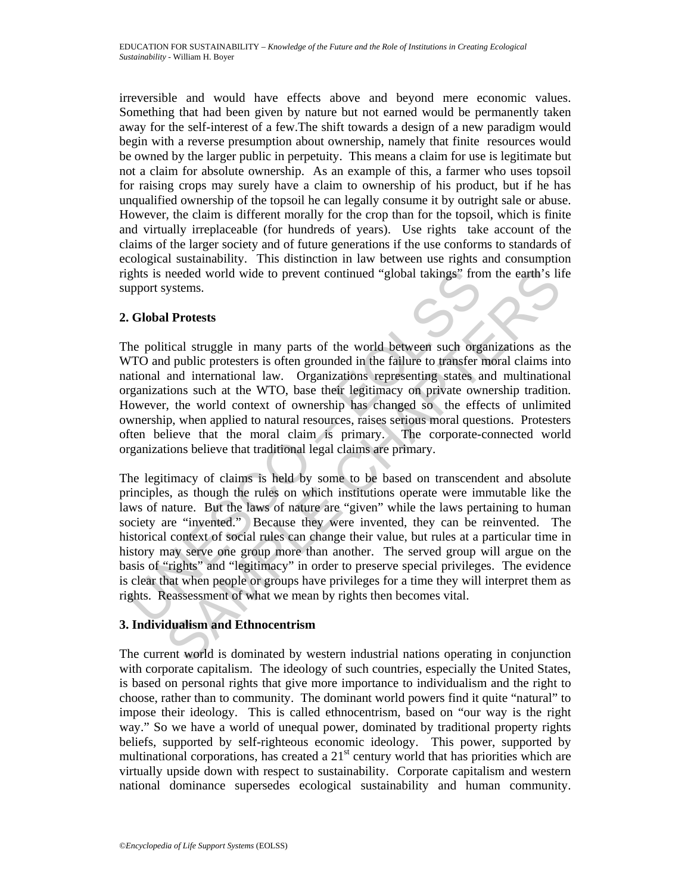irreversible and would have effects above and beyond mere economic values. Something that had been given by nature but not earned would be permanently taken away for the self-interest of a few.The shift towards a design of a new paradigm would begin with a reverse presumption about ownership, namely that finite resources would be owned by the larger public in perpetuity. This means a claim for use is legitimate but not a claim for absolute ownership. As an example of this, a farmer who uses topsoil for raising crops may surely have a claim to ownership of his product, but if he has unqualified ownership of the topsoil he can legally consume it by outright sale or abuse. However, the claim is different morally for the crop than for the topsoil, which is finite and virtually irreplaceable (for hundreds of years). Use rights take account of the claims of the larger society and of future generations if the use conforms to standards of ecological sustainability. This distinction in law between use rights and consumption rights is needed world wide to prevent continued "global takings" from the earth's life support systems.

## 2. Global Protests

The political struggle in many parts of the world between such organizations as the WTO and public protesters is often grounded in the failure to transfer moral claims into national and international law. Organizations representing states and multinational organizations such at the WTO, base their legitimacy on private ownership tradition. However, the world context of ownership has changed so the effects of unlimited ownership, when applied to natural resources, raises serious moral questions. Protesters often believe that the moral claim is primary. The corporate-connected world organizations believe that traditional legal claims are primary.

The legitimacy of claims is held by some to be based on transcendent and absolute principles, as though the rules on which institutions operate were immutable like the laws of nature. But the laws of nature are "given" while the laws pertaining to human society are "invented." Because they were invented, they can be reinvented. The historical context of social rules can change their value, but rules at a particular time in history may serve one group more than another. The served group will argue on the basis of "rights" and "legitimacy" in order to preserve special privileges. The evidence is clear that when people or groups have privileges for a time they will interpret them as rights. Reassessment of what we mean by rights then becomes vital.

## 3. Individualism and Ethnocentrism

The current world is dominated by western industrial nations operating in conjunction with corporate capitalism. The ideology of such countries, especially the United States, is based on personal rights that give more importance to individualism and the right to choose, rather than to community. The dominant world powers find it quite "natural" to impose their ideology. This is called ethnocentrism, based on "our way is the right way." So we have a world of unequal power, dominated by traditional property rights beliefs, supported by self-righteous economic ideology. This power, supported by multinational corporations, has created a 21st century world that has priorities which are virtually upside down with respect to sustainability. Corporate capitalism and western national dominance supersedes ecological sustainability and human community.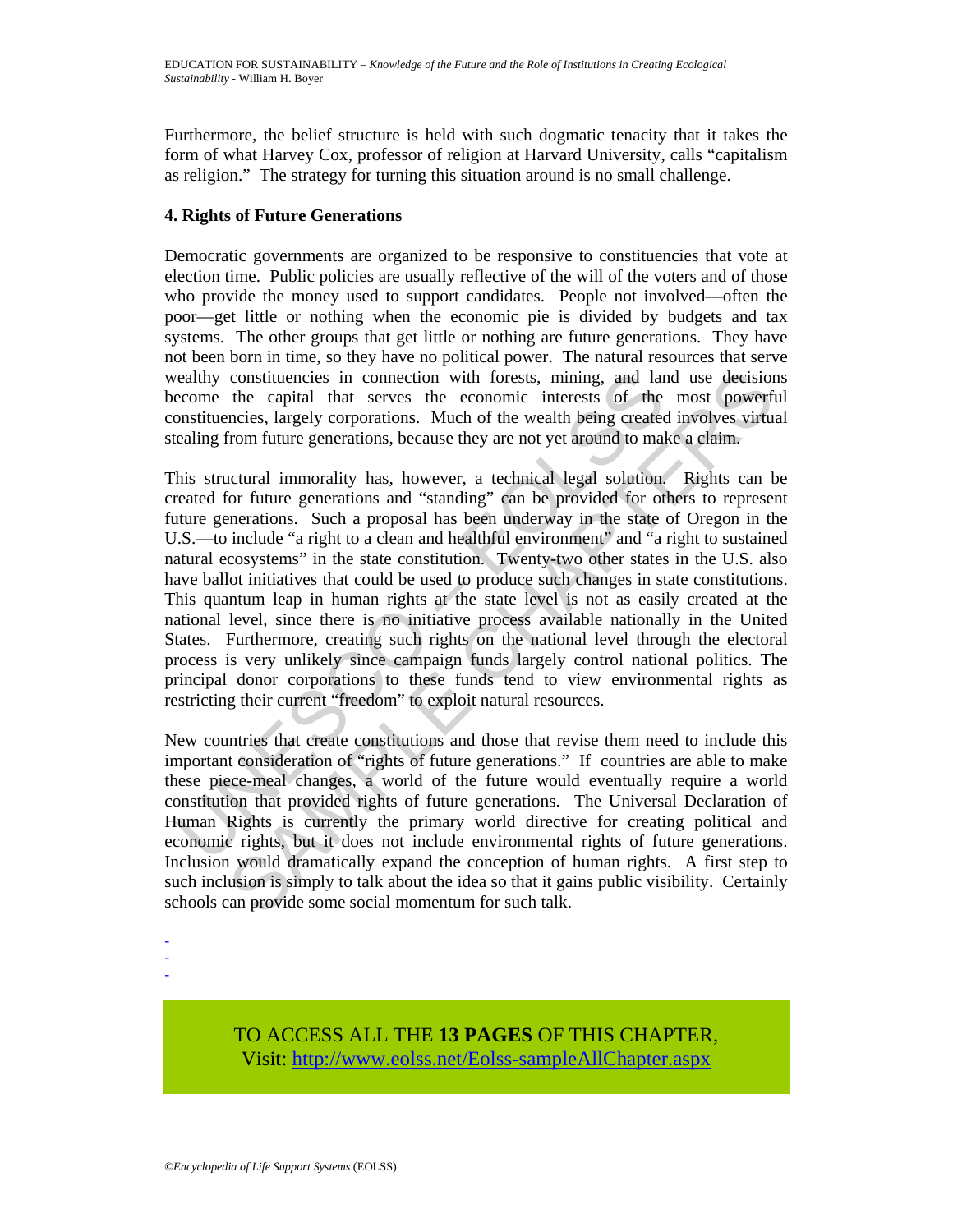Furthermore, the belief structure is held with such dogmatic tenacity that it takes the form of what Harvey Cox, professor of religion at Harvard University, calls "capitalism as religion." The strategy for turning this situation around is no small challenge.

## 4. Rights of Future Generations

Democratic governments are organized to be responsive to constituencies that vote at election time. Public policies are usually reflective of the will of the voters and of those who provide the money used to support candidates. People not involved—often the poor—get little or nothing when the economic pie is divided by budgets and tax systems. The other groups that get little or nothing are future generations. They have not been born in time, so they have no political power. The natural resources that serve wealthy constituencies in connection with forests, mining, and land use decisions become the capital that serves the economic interests of the most powerful constituencies, largely corporations. Much of the wealth being created involves virtual stealing from future generations, because they are not yet around to make a claim.

This structural immorality has, however, a technical legal solution. Rights can be created for future generations and "standing" can be provided for others to represent future generations. Such a proposal has been underway in the state of Oregon in the U.S.—to include "a right to a clean and healthful environment" and "a right to sustained natural ecosystems" in the state constitution. Twenty-two other states in the U.S. also have ballot initiatives that could be used to produce such changes in state constitutions. This quantum leap in human rights at the state level is not as easily created at the national level, since there is no initiative process available nationally in the United States. Furthermore, creating such rights on the national level through the electoral process is very unlikely since campaign funds largely control national politics. The principal donor corporations to these funds tend to view environmental rights as restricting their current "freedom" to exploit natural resources.

New countries that create constitutions and those that revise them need to include this important consideration of "rights of future generations." If countries are able to make these piece-meal changes, a world of the future would eventually require a world constitution that provided rights of future generations. The Universal Declaration of Human Rights is currently the primary world directive for creating political and economic rights, but it does not include environmental rights of future generations. Inclusion would dramatically expand the conception of human rights. A first step to such inclusion is simply to talk about the idea so that it gains public visibility. Certainly schools can provide some social momentum for such talk.

-
-
-

TO ACCESS ALL THE **13 PAGES** OF THIS CHAPTER,
Visit: http://www.eolss.net/Eolss-sampleAllChapter.aspx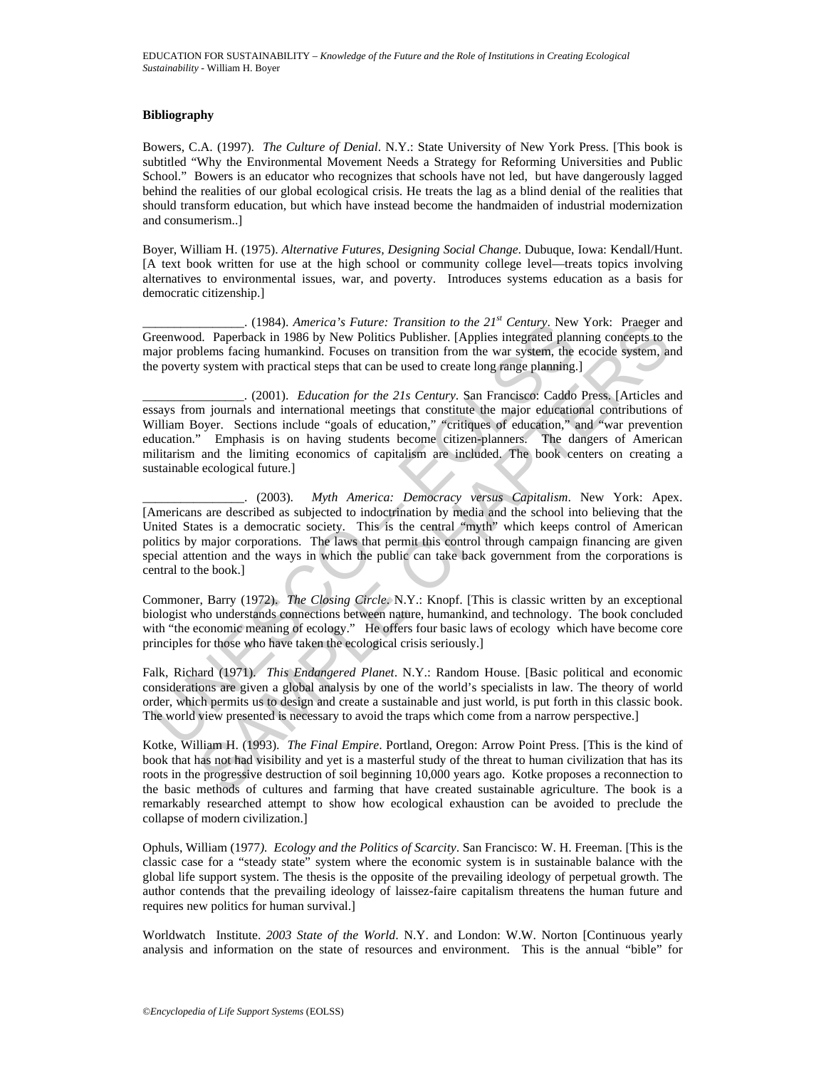### Bibliography

Bowers, C.A. (1997). *The Culture of Denial*. N.Y.: State University of New York Press. [This book is subtitled "Why the Environmental Movement Needs a Strategy for Reforming Universities and Public School." Bowers is an educator who recognizes that schools have not led, but have dangerously lagged behind the realities of our global ecological crisis. He treats the lag as a blind denial of the realities that should transform education, but which have instead become the handmaiden of industrial modernization and consumerism..]

Boyer, William H. (1975). *Alternative Futures, Designing Social Change*. Dubuque, Iowa: Kendall/Hunt. [A text book written for use at the high school or community college level—treats topics involving alternatives to environmental issues, war, and poverty. Introduces systems education as a basis for democratic citizenship.]

________________. (1984). *America's Future: Transition to the 21st Century*. New York: Praeger and Greenwood. Paperback in 1986 by New Politics Publisher. [Applies integrated planning concepts to the major problems facing humankind. Focuses on transition from the war system, the ecocide system, and the poverty system with practical steps that can be used to create long range planning.]

________________. (2001). *Education for the 21s Century*. San Francisco: Caddo Press. [Articles and essays from journals and international meetings that constitute the major educational contributions of William Boyer. Sections include "goals of education," "critiques of education," and "war prevention education." Emphasis is on having students become citizen-planners. The dangers of American militarism and the limiting economics of capitalism are included. The book centers on creating a sustainable ecological future.]

________________. (2003). *Myth America: Democracy versus Capitalism*. New York: Apex. [Americans are described as subjected to indoctrination by media and the school into believing that the United States is a democratic society. This is the central "myth" which keeps control of American politics by major corporations. The laws that permit this control through campaign financing are given special attention and the ways in which the public can take back government from the corporations is central to the book.]

Commoner, Barry (1972). *The Closing Circle*. N.Y.: Knopf. [This is classic written by an exceptional biologist who understands connections between nature, humankind, and technology. The book concluded with "the economic meaning of ecology." He offers four basic laws of ecology which have become core principles for those who have taken the ecological crisis seriously.]

Falk, Richard (1971). *This Endangered Planet*. N.Y.: Random House. [Basic political and economic considerations are given a global analysis by one of the world's specialists in law. The theory of world order, which permits us to design and create a sustainable and just world, is put forth in this classic book. The world view presented is necessary to avoid the traps which come from a narrow perspective.]

Kotke, William H. (1993). *The Final Empire*. Portland, Oregon: Arrow Point Press. [This is the kind of book that has not had visibility and yet is a masterful study of the threat to human civilization that has its roots in the progressive destruction of soil beginning 10,000 years ago. Kotke proposes a reconnection to the basic methods of cultures and farming that have created sustainable agriculture. The book is a remarkably researched attempt to show how ecological exhaustion can be avoided to preclude the collapse of modern civilization.]

Ophuls, William (1977). *Ecology and the Politics of Scarcity*. San Francisco: W. H. Freeman. [This is the classic case for a "steady state" system where the economic system is in sustainable balance with the global life support system. The thesis is the opposite of the prevailing ideology of perpetual growth. The author contends that the prevailing ideology of laissez-faire capitalism threatens the human future and requires new politics for human survival.]

Worldwatch Institute. *2003 State of the World*. N.Y. and London: W.W. Norton [Continuous yearly analysis and information on the state of resources and environment. This is the annual "bible" for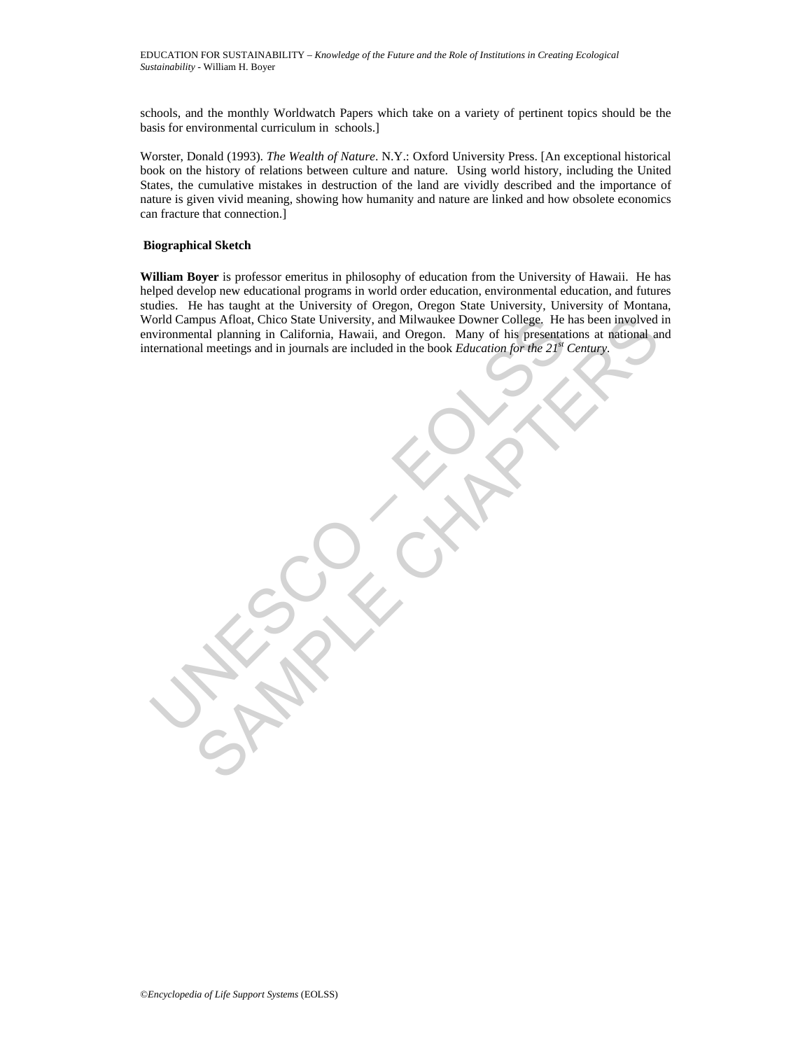schools, and the monthly Worldwatch Papers which take on a variety of pertinent topics should be the basis for environmental curriculum in schools.]

Worster, Donald (1993). *The Wealth of Nature*. N.Y.: Oxford University Press. [An exceptional historical book on the history of relations between culture and nature. Using world history, including the United States, the cumulative mistakes in destruction of the land are vividly described and the importance of nature is given vivid meaning, showing how humanity and nature are linked and how obsolete economics can fracture that connection.]

## Biographical Sketch

**William Boyer** is professor emeritus in philosophy of education from the University of Hawaii. He has helped develop new educational programs in world order education, environmental education, and futures studies. He has taught at the University of Oregon, Oregon State University, University of Montana, World Campus Afloat, Chico State University, and Milwaukee Downer College. He has been involved in environmental planning in California, Hawaii, and Oregon. Many of his presentations at national and international meetings and in journals are included in the book *Education for the 21st Century*.